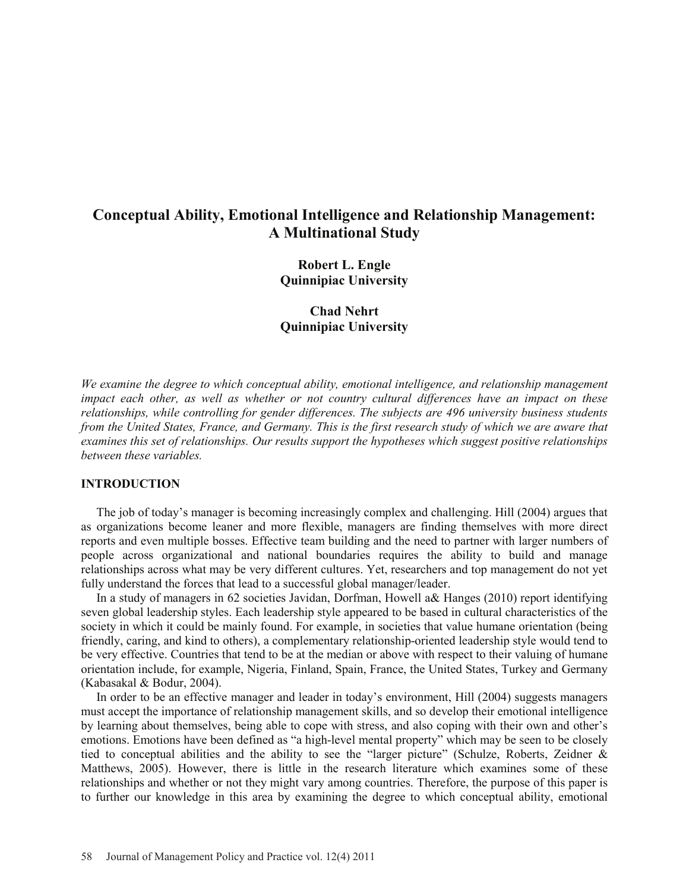# Conceptual Ability, Emotional Intelligence and Relationship Management: A Multinational Study

**Robert L. Engle**
**Quinnipiac University**

**Chad Nehrt**
**Quinnipiac University**

*We examine the degree to which conceptual ability, emotional intelligence, and relationship management impact each other, as well as whether or not country cultural differences have an impact on these relationships, while controlling for gender differences. The subjects are 496 university business students from the United States, France, and Germany. This is the first research study of which we are aware that examines this set of relationships. Our results support the hypotheses which suggest positive relationships between these variables.*

## INTRODUCTION

The job of today's manager is becoming increasingly complex and challenging. Hill (2004) argues that as organizations become leaner and more flexible, managers are finding themselves with more direct reports and even multiple bosses. Effective team building and the need to partner with larger numbers of people across organizational and national boundaries requires the ability to build and manage relationships across what may be very different cultures. Yet, researchers and top management do not yet fully understand the forces that lead to a successful global manager/leader.

In a study of managers in 62 societies Javidan, Dorfman, Howell a& Hanges (2010) report identifying seven global leadership styles. Each leadership style appeared to be based in cultural characteristics of the society in which it could be mainly found. For example, in societies that value humane orientation (being friendly, caring, and kind to others), a complementary relationship-oriented leadership style would tend to be very effective. Countries that tend to be at the median or above with respect to their valuing of humane orientation include, for example, Nigeria, Finland, Spain, France, the United States, Turkey and Germany (Kabasakal & Bodur, 2004).

In order to be an effective manager and leader in today's environment, Hill (2004) suggests managers must accept the importance of relationship management skills, and so develop their emotional intelligence by learning about themselves, being able to cope with stress, and also coping with their own and other's emotions. Emotions have been defined as "a high-level mental property" which may be seen to be closely tied to conceptual abilities and the ability to see the "larger picture" (Schulze, Roberts, Zeidner & Matthews, 2005). However, there is little in the research literature which examines some of these relationships and whether or not they might vary among countries. Therefore, the purpose of this paper is to further our knowledge in this area by examining the degree to which conceptual ability, emotional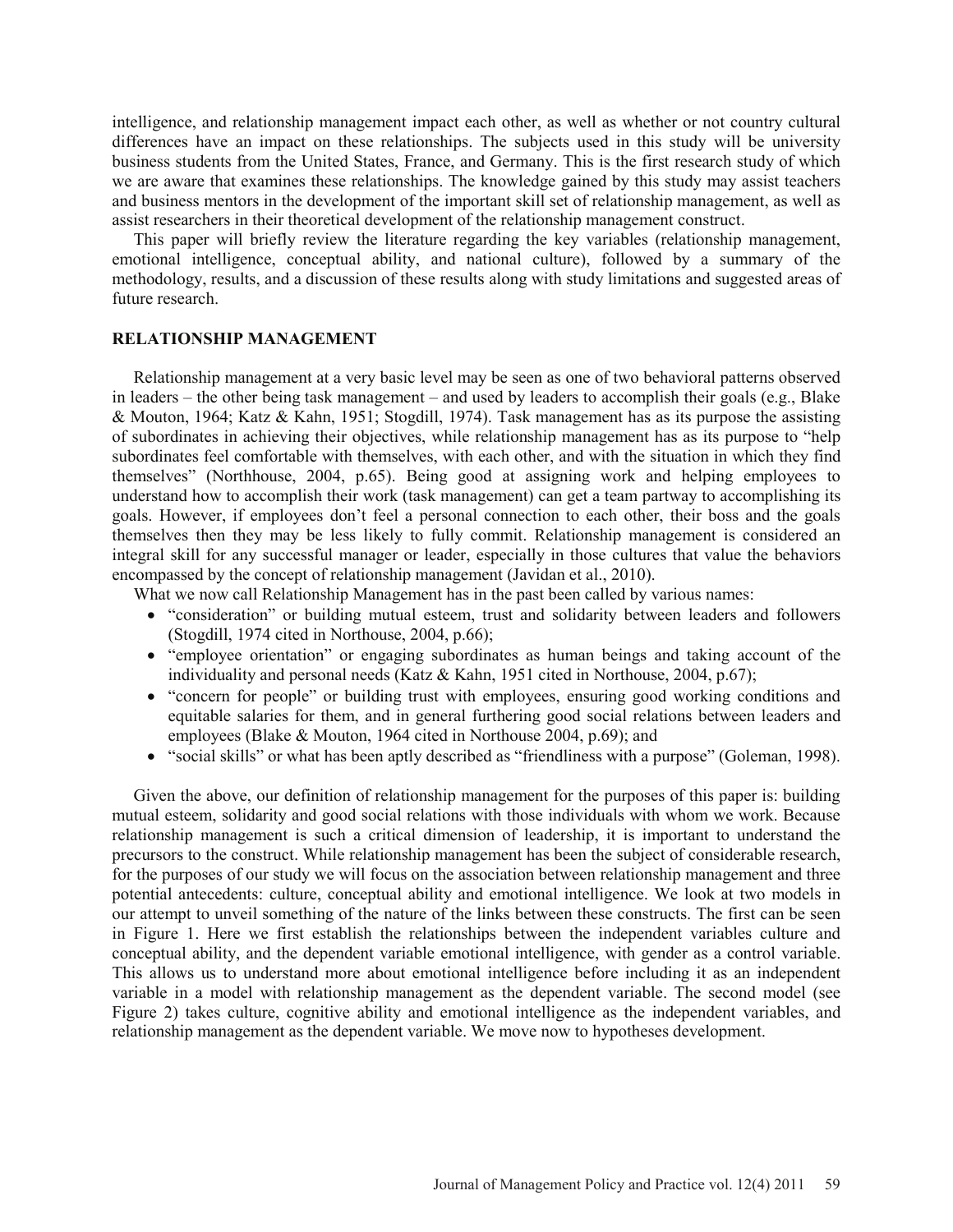intelligence, and relationship management impact each other, as well as whether or not country cultural differences have an impact on these relationships. The subjects used in this study will be university business students from the United States, France, and Germany. This is the first research study of which we are aware that examines these relationships. The knowledge gained by this study may assist teachers and business mentors in the development of the important skill set of relationship management, as well as assist researchers in their theoretical development of the relationship management construct.

This paper will briefly review the literature regarding the key variables (relationship management, emotional intelligence, conceptual ability, and national culture), followed by a summary of the methodology, results, and a discussion of these results along with study limitations and suggested areas of future research.

## RELATIONSHIP MANAGEMENT

Relationship management at a very basic level may be seen as one of two behavioral patterns observed in leaders – the other being task management – and used by leaders to accomplish their goals (e.g., Blake & Mouton, 1964; Katz & Kahn, 1951; Stogdill, 1974). Task management has as its purpose the assisting of subordinates in achieving their objectives, while relationship management has as its purpose to "help subordinates feel comfortable with themselves, with each other, and with the situation in which they find themselves" (Northhouse, 2004, p.65). Being good at assigning work and helping employees to understand how to accomplish their work (task management) can get a team partway to accomplishing its goals. However, if employees don't feel a personal connection to each other, their boss and the goals themselves then they may be less likely to fully commit. Relationship management is considered an integral skill for any successful manager or leader, especially in those cultures that value the behaviors encompassed by the concept of relationship management (Javidan et al., 2010).

What we now call Relationship Management has in the past been called by various names:

- "consideration" or building mutual esteem, trust and solidarity between leaders and followers (Stogdill, 1974 cited in Northouse, 2004, p.66);
- "employee orientation" or engaging subordinates as human beings and taking account of the individuality and personal needs (Katz & Kahn, 1951 cited in Northouse, 2004, p.67);
- "concern for people" or building trust with employees, ensuring good working conditions and equitable salaries for them, and in general furthering good social relations between leaders and employees (Blake & Mouton, 1964 cited in Northouse 2004, p.69); and
- "social skills" or what has been aptly described as "friendliness with a purpose" (Goleman, 1998).

Given the above, our definition of relationship management for the purposes of this paper is: building mutual esteem, solidarity and good social relations with those individuals with whom we work. Because relationship management is such a critical dimension of leadership, it is important to understand the precursors to the construct. While relationship management has been the subject of considerable research, for the purposes of our study we will focus on the association between relationship management and three potential antecedents: culture, conceptual ability and emotional intelligence. We look at two models in our attempt to unveil something of the nature of the links between these constructs. The first can be seen in Figure 1. Here we first establish the relationships between the independent variables culture and conceptual ability, and the dependent variable emotional intelligence, with gender as a control variable. This allows us to understand more about emotional intelligence before including it as an independent variable in a model with relationship management as the dependent variable. The second model (see Figure 2) takes culture, cognitive ability and emotional intelligence as the independent variables, and relationship management as the dependent variable. We move now to hypotheses development.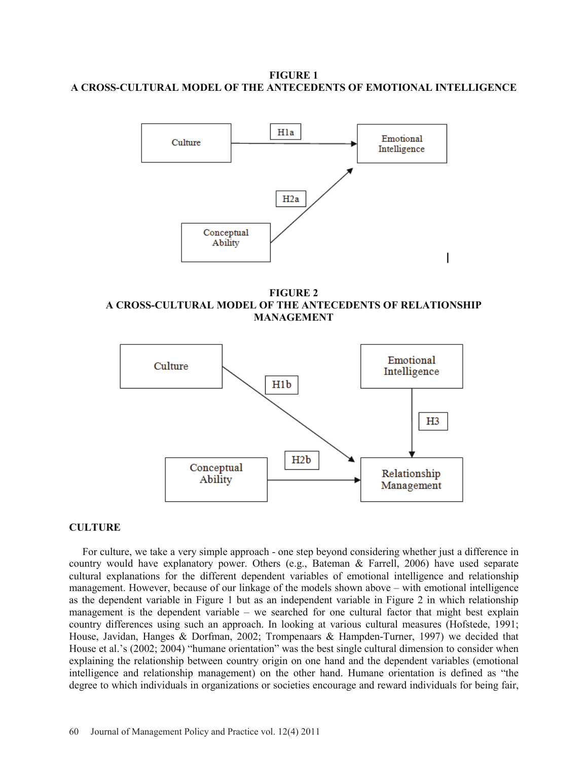**FIGURE 1**
**A CROSS-CULTURAL MODEL OF THE ANTECEDENTS OF EMOTIONAL INTELLIGENCE**

**FIGURE 2**
**A CROSS-CULTURAL MODEL OF THE ANTECEDENTS OF RELATIONSHIP MANAGEMENT**

## CULTURE

For culture, we take a very simple approach - one step beyond considering whether just a difference in country would have explanatory power. Others (e.g., Bateman & Farrell, 2006) have used separate cultural explanations for the different dependent variables of emotional intelligence and relationship management. However, because of our linkage of the models shown above – with emotional intelligence as the dependent variable in Figure 1 but as an independent variable in Figure 2 in which relationship management is the dependent variable – we searched for one cultural factor that might best explain country differences using such an approach. In looking at various cultural measures (Hofstede, 1991; House, Javidan, Hanges & Dorfman, 2002; Trompenaars & Hampden-Turner, 1997) we decided that House et al.'s (2002; 2004) "humane orientation" was the best single cultural dimension to consider when explaining the relationship between country origin on one hand and the dependent variables (emotional intelligence and relationship management) on the other hand. Humane orientation is defined as "the degree to which individuals in organizations or societies encourage and reward individuals for being fair,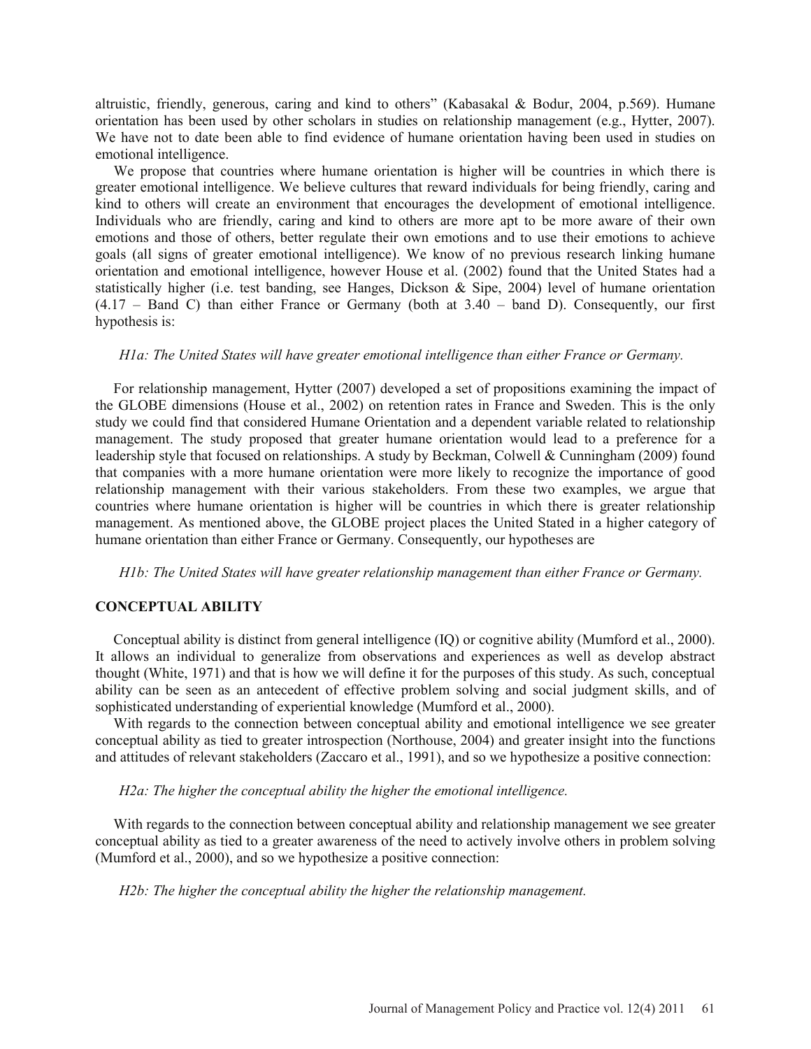altruistic, friendly, generous, caring and kind to others" (Kabasakal & Bodur, 2004, p.569). Humane orientation has been used by other scholars in studies on relationship management (e.g., Hytter, 2007). We have not to date been able to find evidence of humane orientation having been used in studies on emotional intelligence.

We propose that countries where humane orientation is higher will be countries in which there is greater emotional intelligence. We believe cultures that reward individuals for being friendly, caring and kind to others will create an environment that encourages the development of emotional intelligence. Individuals who are friendly, caring and kind to others are more apt to be more aware of their own emotions and those of others, better regulate their own emotions and to use their emotions to achieve goals (all signs of greater emotional intelligence). We know of no previous research linking humane orientation and emotional intelligence, however House et al. (2002) found that the United States had a statistically higher (i.e. test banding, see Hanges, Dickson & Sipe, 2004) level of humane orientation (4.17 – Band C) than either France or Germany (both at 3.40 – band D). Consequently, our first hypothesis is:

*H1a: The United States will have greater emotional intelligence than either France or Germany.*

For relationship management, Hytter (2007) developed a set of propositions examining the impact of the GLOBE dimensions (House et al., 2002) on retention rates in France and Sweden. This is the only study we could find that considered Humane Orientation and a dependent variable related to relationship management. The study proposed that greater humane orientation would lead to a preference for a leadership style that focused on relationships. A study by Beckman, Colwell & Cunningham (2009) found that companies with a more humane orientation were more likely to recognize the importance of good relationship management with their various stakeholders. From these two examples, we argue that countries where humane orientation is higher will be countries in which there is greater relationship management. As mentioned above, the GLOBE project places the United Stated in a higher category of humane orientation than either France or Germany. Consequently, our hypotheses are

*H1b: The United States will have greater relationship management than either France or Germany.*

## CONCEPTUAL ABILITY

Conceptual ability is distinct from general intelligence (IQ) or cognitive ability (Mumford et al., 2000). It allows an individual to generalize from observations and experiences as well as develop abstract thought (White, 1971) and that is how we will define it for the purposes of this study. As such, conceptual ability can be seen as an antecedent of effective problem solving and social judgment skills, and of sophisticated understanding of experiential knowledge (Mumford et al., 2000).

With regards to the connection between conceptual ability and emotional intelligence we see greater conceptual ability as tied to greater introspection (Northouse, 2004) and greater insight into the functions and attitudes of relevant stakeholders (Zaccaro et al., 1991), and so we hypothesize a positive connection:

*H2a: The higher the conceptual ability the higher the emotional intelligence.*

With regards to the connection between conceptual ability and relationship management we see greater conceptual ability as tied to a greater awareness of the need to actively involve others in problem solving (Mumford et al., 2000), and so we hypothesize a positive connection:

*H2b: The higher the conceptual ability the higher the relationship management.*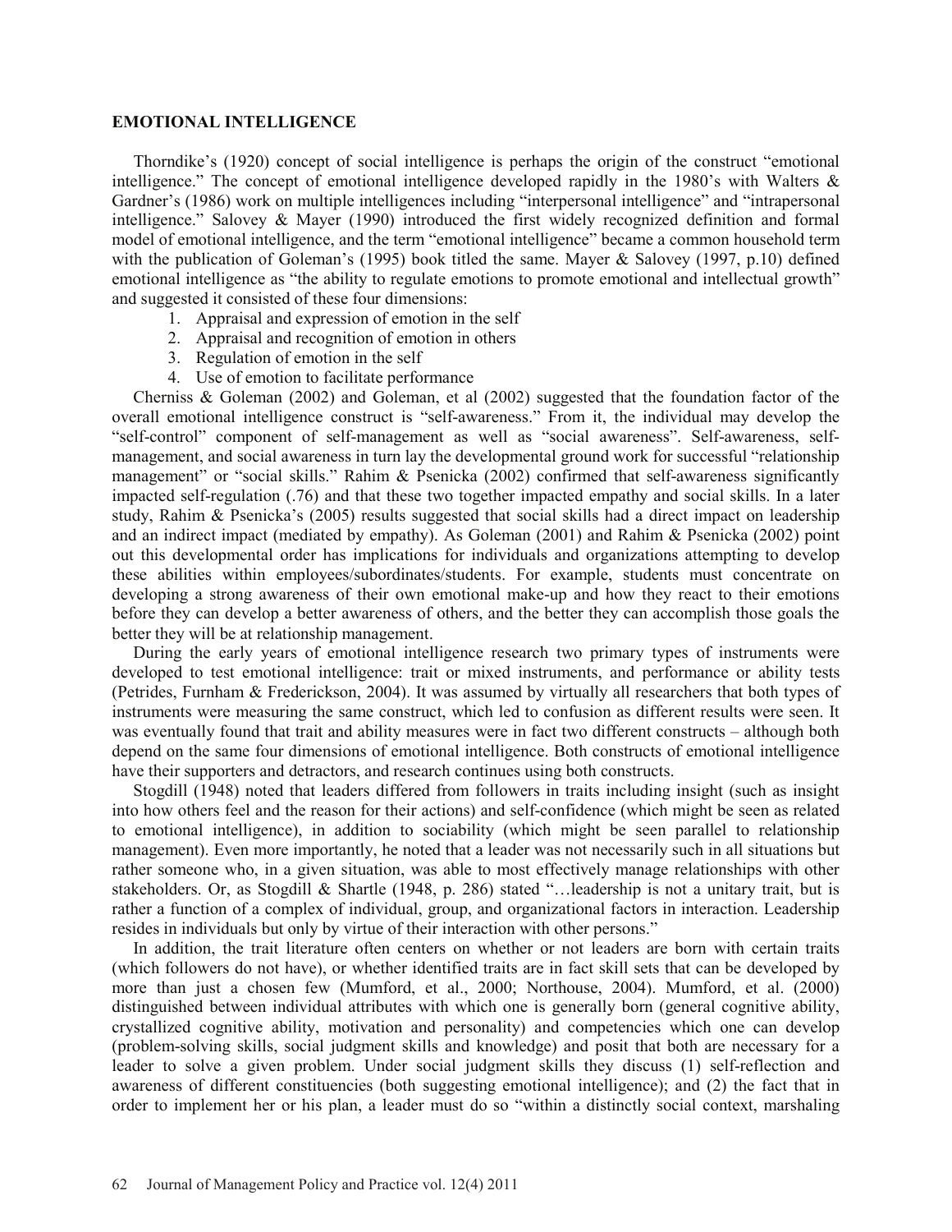## EMOTIONAL INTELLIGENCE

Thorndike's (1920) concept of social intelligence is perhaps the origin of the construct "emotional intelligence." The concept of emotional intelligence developed rapidly in the 1980's with Walters & Gardner's (1986) work on multiple intelligences including "interpersonal intelligence" and "intrapersonal intelligence." Salovey & Mayer (1990) introduced the first widely recognized definition and formal model of emotional intelligence, and the term "emotional intelligence" became a common household term with the publication of Goleman's (1995) book titled the same. Mayer & Salovey (1997, p.10) defined emotional intelligence as "the ability to regulate emotions to promote emotional and intellectual growth" and suggested it consisted of these four dimensions:

1. Appraisal and expression of emotion in the self
2. Appraisal and recognition of emotion in others
3. Regulation of emotion in the self
4. Use of emotion to facilitate performance

Cherniss & Goleman (2002) and Goleman, et al (2002) suggested that the foundation factor of the overall emotional intelligence construct is "self-awareness." From it, the individual may develop the "self-control" component of self-management as well as "social awareness". Self-awareness, self-management, and social awareness in turn lay the developmental ground work for successful "relationship management" or "social skills." Rahim & Psenicka (2002) confirmed that self-awareness significantly impacted self-regulation (.76) and that these two together impacted empathy and social skills. In a later study, Rahim & Psenicka's (2005) results suggested that social skills had a direct impact on leadership and an indirect impact (mediated by empathy). As Goleman (2001) and Rahim & Psenicka (2002) point out this developmental order has implications for individuals and organizations attempting to develop these abilities within employees/subordinates/students. For example, students must concentrate on developing a strong awareness of their own emotional make-up and how they react to their emotions before they can develop a better awareness of others, and the better they can accomplish those goals the better they will be at relationship management.

During the early years of emotional intelligence research two primary types of instruments were developed to test emotional intelligence: trait or mixed instruments, and performance or ability tests (Petrides, Furnham & Frederickson, 2004). It was assumed by virtually all researchers that both types of instruments were measuring the same construct, which led to confusion as different results were seen. It was eventually found that trait and ability measures were in fact two different constructs – although both depend on the same four dimensions of emotional intelligence. Both constructs of emotional intelligence have their supporters and detractors, and research continues using both constructs.

Stogdill (1948) noted that leaders differed from followers in traits including insight (such as insight into how others feel and the reason for their actions) and self-confidence (which might be seen as related to emotional intelligence), in addition to sociability (which might be seen parallel to relationship management). Even more importantly, he noted that a leader was not necessarily such in all situations but rather someone who, in a given situation, was able to most effectively manage relationships with other stakeholders. Or, as Stogdill & Shartle (1948, p. 286) stated "…leadership is not a unitary trait, but is rather a function of a complex of individual, group, and organizational factors in interaction. Leadership resides in individuals but only by virtue of their interaction with other persons."

In addition, the trait literature often centers on whether or not leaders are born with certain traits (which followers do not have), or whether identified traits are in fact skill sets that can be developed by more than just a chosen few (Mumford, et al., 2000; Northouse, 2004). Mumford, et al. (2000) distinguished between individual attributes with which one is generally born (general cognitive ability, crystallized cognitive ability, motivation and personality) and competencies which one can develop (problem-solving skills, social judgment skills and knowledge) and posit that both are necessary for a leader to solve a given problem. Under social judgment skills they discuss (1) self-reflection and awareness of different constituencies (both suggesting emotional intelligence); and (2) the fact that in order to implement her or his plan, a leader must do so "within a distinctly social context, marshaling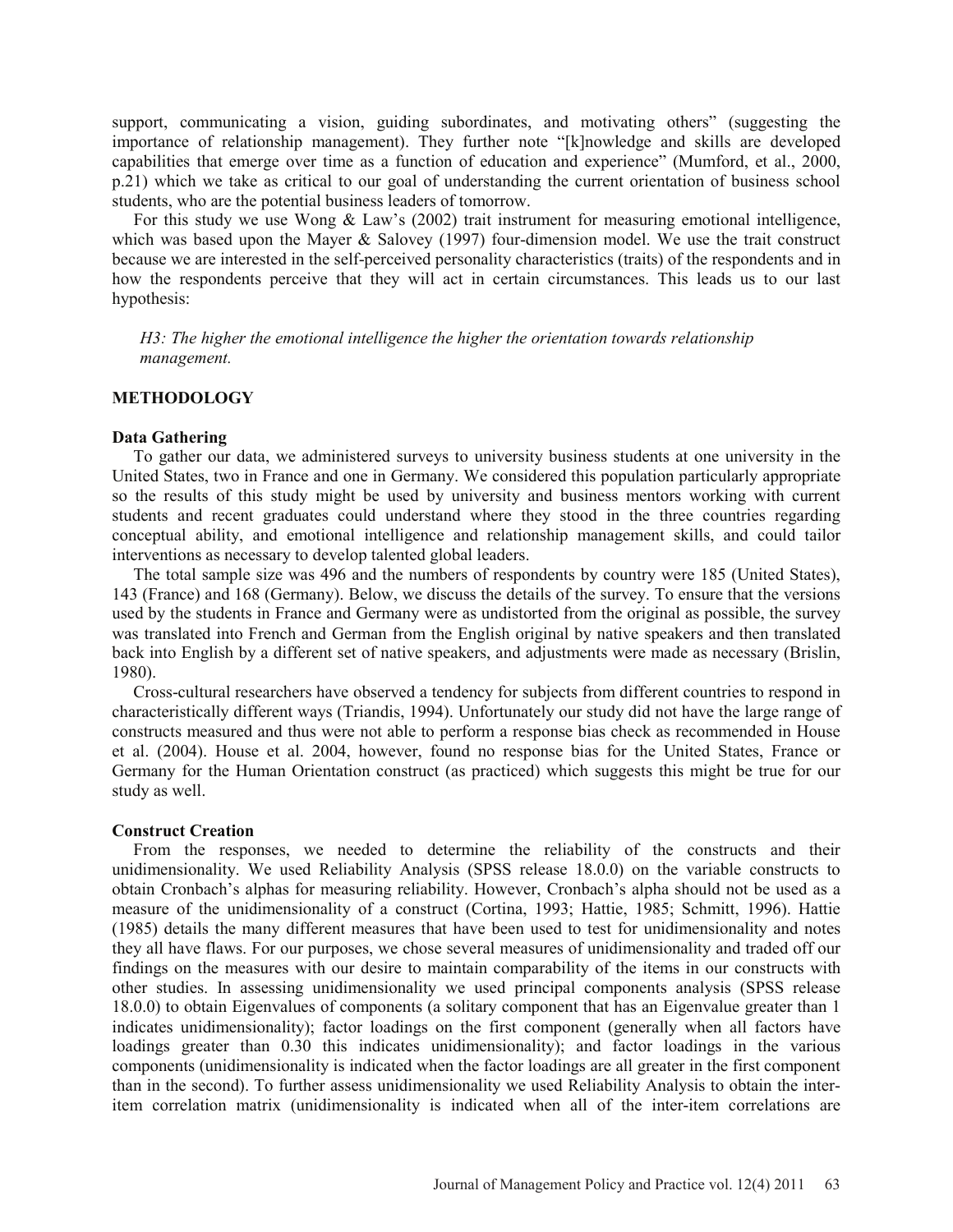support, communicating a vision, guiding subordinates, and motivating others" (suggesting the importance of relationship management). They further note "[k]nowledge and skills are developed capabilities that emerge over time as a function of education and experience" (Mumford, et al., 2000, p.21) which we take as critical to our goal of understanding the current orientation of business school students, who are the potential business leaders of tomorrow.

For this study we use Wong & Law's (2002) trait instrument for measuring emotional intelligence, which was based upon the Mayer & Salovey (1997) four-dimension model. We use the trait construct because we are interested in the self-perceived personality characteristics (traits) of the respondents and in how the respondents perceive that they will act in certain circumstances. This leads us to our last hypothesis:

> *H3: The higher the emotional intelligence the higher the orientation towards relationship management.*

## METHODOLOGY

### Data Gathering

To gather our data, we administered surveys to university business students at one university in the United States, two in France and one in Germany. We considered this population particularly appropriate so the results of this study might be used by university and business mentors working with current students and recent graduates could understand where they stood in the three countries regarding conceptual ability, and emotional intelligence and relationship management skills, and could tailor interventions as necessary to develop talented global leaders.

The total sample size was 496 and the numbers of respondents by country were 185 (United States), 143 (France) and 168 (Germany). Below, we discuss the details of the survey. To ensure that the versions used by the students in France and Germany were as undistorted from the original as possible, the survey was translated into French and German from the English original by native speakers and then translated back into English by a different set of native speakers, and adjustments were made as necessary (Brislin, 1980).

Cross-cultural researchers have observed a tendency for subjects from different countries to respond in characteristically different ways (Triandis, 1994). Unfortunately our study did not have the large range of constructs measured and thus were not able to perform a response bias check as recommended in House et al. (2004). House et al. 2004, however, found no response bias for the United States, France or Germany for the Human Orientation construct (as practiced) which suggests this might be true for our study as well.

### Construct Creation

From the responses, we needed to determine the reliability of the constructs and their unidimensionality. We used Reliability Analysis (SPSS release 18.0.0) on the variable constructs to obtain Cronbach's alphas for measuring reliability. However, Cronbach's alpha should not be used as a measure of the unidimensionality of a construct (Cortina, 1993; Hattie, 1985; Schmitt, 1996). Hattie (1985) details the many different measures that have been used to test for unidimensionality and notes they all have flaws. For our purposes, we chose several measures of unidimensionality and traded off our findings on the measures with our desire to maintain comparability of the items in our constructs with other studies. In assessing unidimensionality we used principal components analysis (SPSS release 18.0.0) to obtain Eigenvalues of components (a solitary component that has an Eigenvalue greater than 1 indicates unidimensionality); factor loadings on the first component (generally when all factors have loadings greater than 0.30 this indicates unidimensionality); and factor loadings in the various components (unidimensionality is indicated when the factor loadings are all greater in the first component than in the second). To further assess unidimensionality we used Reliability Analysis to obtain the inter-item correlation matrix (unidimensionality is indicated when all of the inter-item correlations are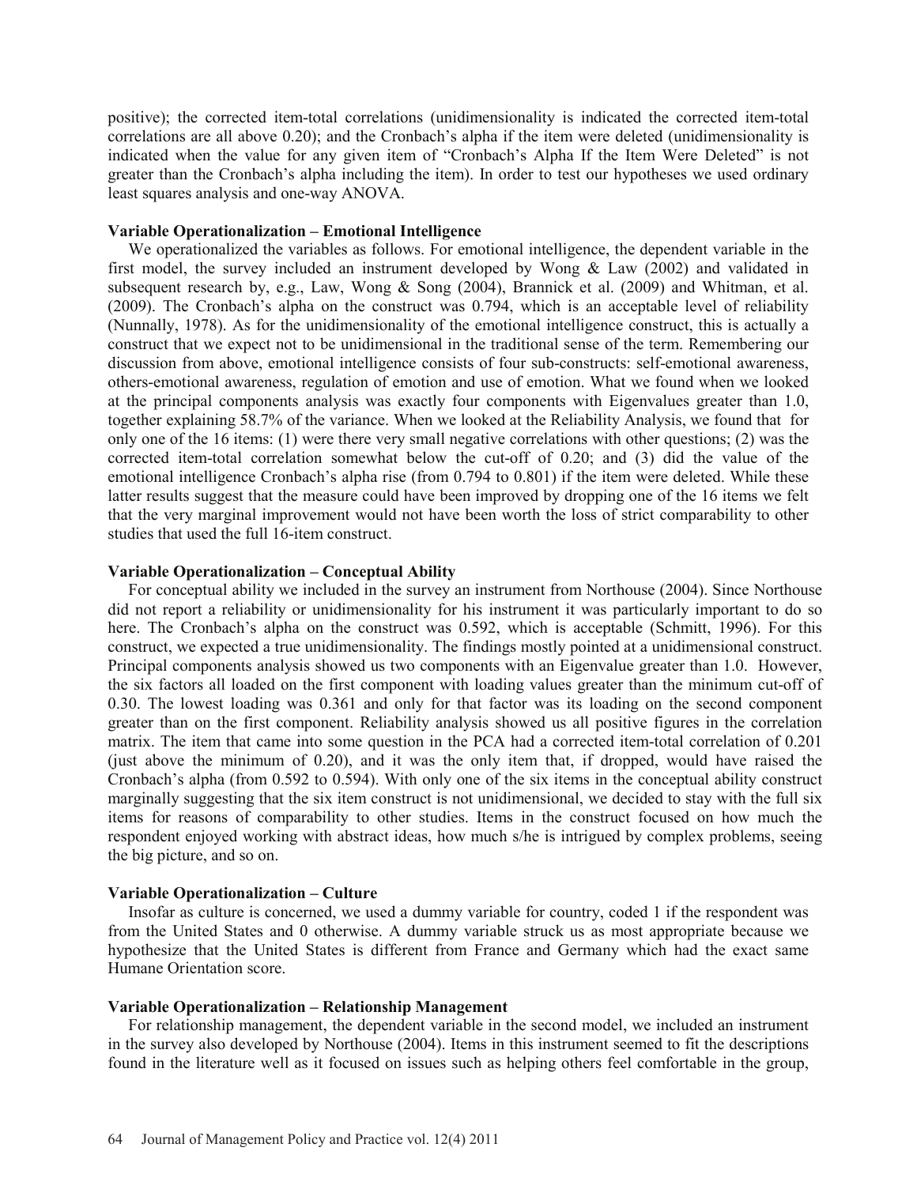positive); the corrected item-total correlations (unidimensionality is indicated the corrected item-total correlations are all above 0.20); and the Cronbach's alpha if the item were deleted (unidimensionality is indicated when the value for any given item of "Cronbach's Alpha If the Item Were Deleted" is not greater than the Cronbach's alpha including the item). In order to test our hypotheses we used ordinary least squares analysis and one-way ANOVA.

**Variable Operationalization – Emotional Intelligence**

We operationalized the variables as follows. For emotional intelligence, the dependent variable in the first model, the survey included an instrument developed by Wong & Law (2002) and validated in subsequent research by, e.g., Law, Wong & Song (2004), Brannick et al. (2009) and Whitman, et al. (2009). The Cronbach's alpha on the construct was 0.794, which is an acceptable level of reliability (Nunnally, 1978). As for the unidimensionality of the emotional intelligence construct, this is actually a construct that we expect not to be unidimensional in the traditional sense of the term. Remembering our discussion from above, emotional intelligence consists of four sub-constructs: self-emotional awareness, others-emotional awareness, regulation of emotion and use of emotion. What we found when we looked at the principal components analysis was exactly four components with Eigenvalues greater than 1.0, together explaining 58.7% of the variance. When we looked at the Reliability Analysis, we found that for only one of the 16 items: (1) were there very small negative correlations with other questions; (2) was the corrected item-total correlation somewhat below the cut-off of 0.20; and (3) did the value of the emotional intelligence Cronbach's alpha rise (from 0.794 to 0.801) if the item were deleted. While these latter results suggest that the measure could have been improved by dropping one of the 16 items we felt that the very marginal improvement would not have been worth the loss of strict comparability to other studies that used the full 16-item construct.

**Variable Operationalization – Conceptual Ability**

For conceptual ability we included in the survey an instrument from Northouse (2004). Since Northouse did not report a reliability or unidimensionality for his instrument it was particularly important to do so here. The Cronbach's alpha on the construct was 0.592, which is acceptable (Schmitt, 1996). For this construct, we expected a true unidimensionality. The findings mostly pointed at a unidimensional construct. Principal components analysis showed us two components with an Eigenvalue greater than 1.0. However, the six factors all loaded on the first component with loading values greater than the minimum cut-off of 0.30. The lowest loading was 0.361 and only for that factor was its loading on the second component greater than on the first component. Reliability analysis showed us all positive figures in the correlation matrix. The item that came into some question in the PCA had a corrected item-total correlation of 0.201 (just above the minimum of 0.20), and it was the only item that, if dropped, would have raised the Cronbach's alpha (from 0.592 to 0.594). With only one of the six items in the conceptual ability construct marginally suggesting that the six item construct is not unidimensional, we decided to stay with the full six items for reasons of comparability to other studies. Items in the construct focused on how much the respondent enjoyed working with abstract ideas, how much s/he is intrigued by complex problems, seeing the big picture, and so on.

**Variable Operationalization – Culture**

Insofar as culture is concerned, we used a dummy variable for country, coded 1 if the respondent was from the United States and 0 otherwise. A dummy variable struck us as most appropriate because we hypothesize that the United States is different from France and Germany which had the exact same Humane Orientation score.

**Variable Operationalization – Relationship Management**

For relationship management, the dependent variable in the second model, we included an instrument in the survey also developed by Northouse (2004). Items in this instrument seemed to fit the descriptions found in the literature well as it focused on issues such as helping others feel comfortable in the group,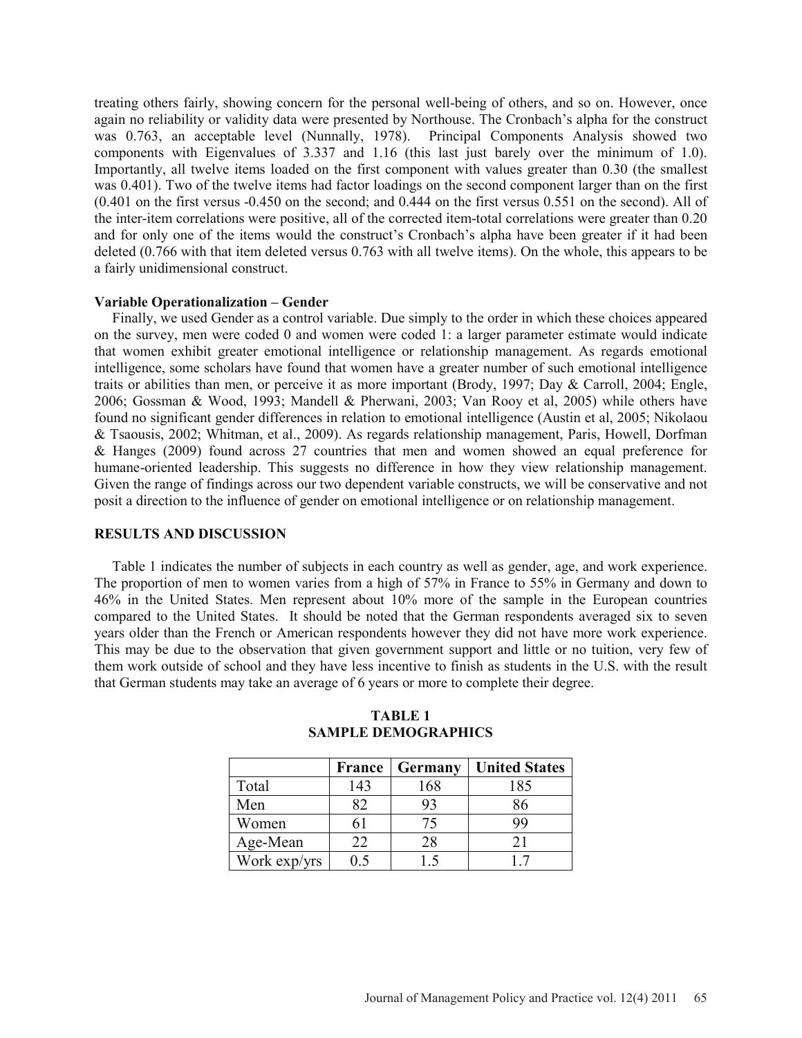treating others fairly, showing concern for the personal well-being of others, and so on. However, once again no reliability or validity data were presented by Northouse. The Cronbach's alpha for the construct was 0.763, an acceptable level (Nunnally, 1978). Principal Components Analysis showed two components with Eigenvalues of 3.337 and 1.16 (this last just barely over the minimum of 1.0). Importantly, all twelve items loaded on the first component with values greater than 0.30 (the smallest was 0.401). Two of the twelve items had factor loadings on the second component larger than on the first (0.401 on the first versus -0.450 on the second; and 0.444 on the first versus 0.551 on the second). All of the inter-item correlations were positive, all of the corrected item-total correlations were greater than 0.20 and for only one of the items would the construct's Cronbach's alpha have been greater if it had been deleted (0.766 with that item deleted versus 0.763 with all twelve items). On the whole, this appears to be a fairly unidimensional construct.

**Variable Operationalization – Gender**

Finally, we used Gender as a control variable. Due simply to the order in which these choices appeared on the survey, men were coded 0 and women were coded 1: a larger parameter estimate would indicate that women exhibit greater emotional intelligence or relationship management. As regards emotional intelligence, some scholars have found that women have a greater number of such emotional intelligence traits or abilities than men, or perceive it as more important (Brody, 1997; Day & Carroll, 2004; Engle, 2006; Gossman & Wood, 1993; Mandell & Pherwani, 2003; Van Rooy et al, 2005) while others have found no significant gender differences in relation to emotional intelligence (Austin et al, 2005; Nikolaou & Tsaousis, 2002; Whitman, et al., 2009). As regards relationship management, Paris, Howell, Dorfman & Hanges (2009) found across 27 countries that men and women showed an equal preference for humane-oriented leadership. This suggests no difference in how they view relationship management. Given the range of findings across our two dependent variable constructs, we will be conservative and not posit a direction to the influence of gender on emotional intelligence or on relationship management.

## RESULTS AND DISCUSSION

Table 1 indicates the number of subjects in each country as well as gender, age, and work experience. The proportion of men to women varies from a high of 57% in France to 55% in Germany and down to 46% in the United States. Men represent about 10% more of the sample in the European countries compared to the United States. It should be noted that the German respondents averaged six to seven years older than the French or American respondents however they did not have more work experience. This may be due to the observation that given government support and little or no tuition, very few of them work outside of school and they have less incentive to finish as students in the U.S. with the result that German students may take an average of 6 years or more to complete their degree.

**TABLE 1**
**SAMPLE DEMOGRAPHICS**

| | France | Germany | United States |
|---|---|---|---|
| Total | 143 | 168 | 185 |
| Men | 82 | 93 | 86 |
| Women | 61 | 75 | 99 |
| Age-Mean | 22 | 28 | 21 |
| Work exp/yrs | 0.5 | 1.5 | 1.7 |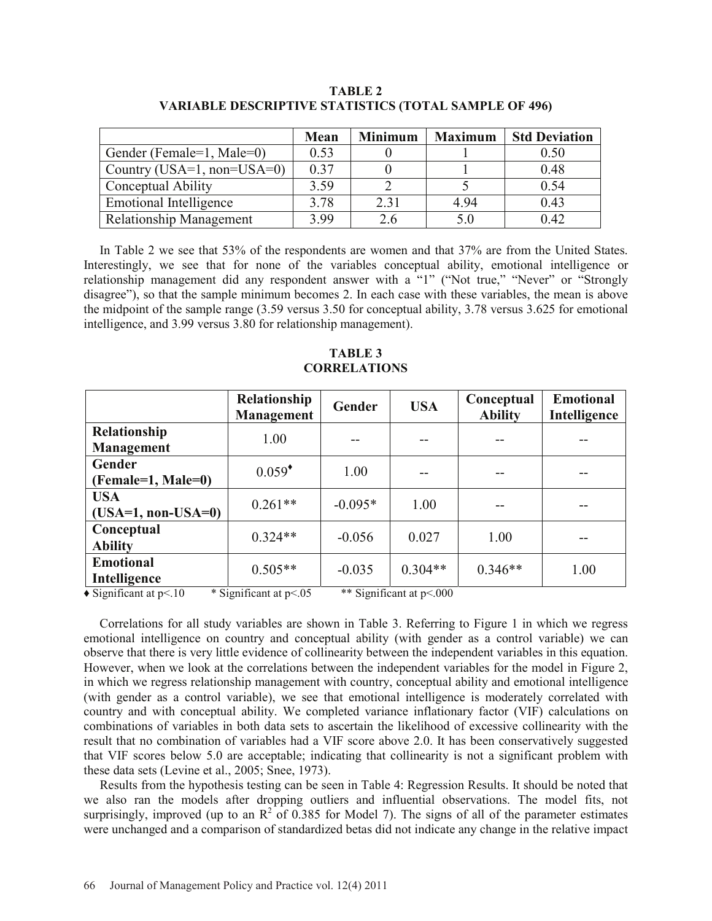**TABLE 2**
**VARIABLE DESCRIPTIVE STATISTICS (TOTAL SAMPLE OF 496)**

| | Mean | Minimum | Maximum | Std Deviation |
|---|---|---|---|---|
| Gender (Female=1, Male=0) | 0.53 | 0 | 1 | 0.50 |
| Country (USA=1, non=USA=0) | 0.37 | 0 | 1 | 0.48 |
| Conceptual Ability | 3.59 | 2 | 5 | 0.54 |
| Emotional Intelligence | 3.78 | 2.31 | 4.94 | 0.43 |
| Relationship Management | 3.99 | 2.6 | 5.0 | 0.42 |

In Table 2 we see that 53% of the respondents are women and that 37% are from the United States. Interestingly, we see that for none of the variables conceptual ability, emotional intelligence or relationship management did any respondent answer with a "1" ("Not true," "Never" or "Strongly disagree"), so that the sample minimum becomes 2. In each case with these variables, the mean is above the midpoint of the sample range (3.59 versus 3.50 for conceptual ability, 3.78 versus 3.625 for emotional intelligence, and 3.99 versus 3.80 for relationship management).

**TABLE 3**
**CORRELATIONS**

| | Relationship Management | Gender | USA | Conceptual Ability | Emotional Intelligence |
|---|---|---|---|---|---|
| **Relationship Management** | 1.00 | -- | -- | -- | -- |
| **Gender (Female=1, Male=0)** | 0.059♦ | 1.00 | -- | -- | -- |
| **USA (USA=1, non-USA=0)** | 0.261** | -0.095* | 1.00 | -- | -- |
| **Conceptual Ability** | 0.324** | -0.056 | 0.027 | 1.00 | -- |
| **Emotional Intelligence** | 0.505** | -0.035 | 0.304** | 0.346** | 1.00 |

♦ Significant at $p<.10$ * Significant at $p<.05$ ** Significant at $p<.000$

Correlations for all study variables are shown in Table 3. Referring to Figure 1 in which we regress emotional intelligence on country and conceptual ability (with gender as a control variable) we can observe that there is very little evidence of collinearity between the independent variables in this equation. However, when we look at the correlations between the independent variables for the model in Figure 2, in which we regress relationship management with country, conceptual ability and emotional intelligence (with gender as a control variable), we see that emotional intelligence is moderately correlated with country and with conceptual ability. We completed variance inflationary factor (VIF) calculations on combinations of variables in both data sets to ascertain the likelihood of excessive collinearity with the result that no combination of variables had a VIF score above 2.0. It has been conservatively suggested that VIF scores below 5.0 are acceptable; indicating that collinearity is not a significant problem with these data sets (Levine et al., 2005; Snee, 1973).

Results from the hypothesis testing can be seen in Table 4: Regression Results. It should be noted that we also ran the models after dropping outliers and influential observations. The model fits, not surprisingly, improved (up to an $R^2$ of 0.385 for Model 7). The signs of all of the parameter estimates were unchanged and a comparison of standardized betas did not indicate any change in the relative impact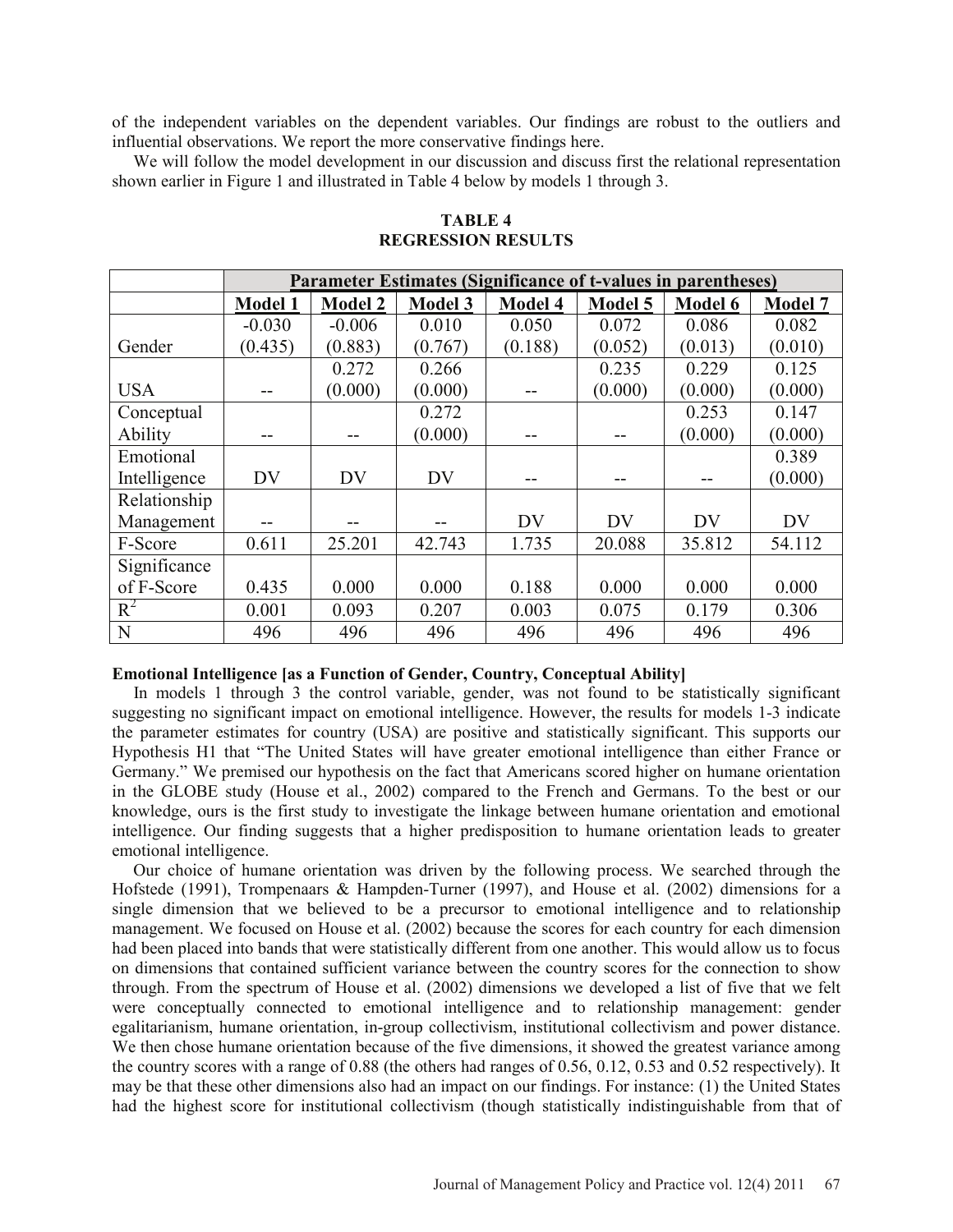of the independent variables on the dependent variables. Our findings are robust to the outliers and influential observations. We report the more conservative findings here.

We will follow the model development in our discussion and discuss first the relational representation shown earlier in Figure 1 and illustrated in Table 4 below by models 1 through 3.

**TABLE 4**
**REGRESSION RESULTS**

| | Parameter Estimates (Significance of t-values in parentheses) | | | | | | |
|---|---|---|---|---|---|---|---|
| | **Model 1** | **Model 2** | **Model 3** | **Model 4** | **Model 5** | **Model 6** | **Model 7** |
| Gender | -0.030 (0.435) | -0.006 (0.883) | 0.010 (0.767) | 0.050 (0.188) | 0.072 (0.052) | 0.086 (0.013) | 0.082 (0.010) |
| USA | -- | 0.272 (0.000) | 0.266 (0.000) | -- | 0.235 (0.000) | 0.229 (0.000) | 0.125 (0.000) |
| Conceptual Ability | -- | -- | 0.272 (0.000) | -- | -- | 0.253 (0.000) | 0.147 (0.000) |
| Emotional Intelligence | DV | DV | DV | -- | -- | -- | 0.389 (0.000) |
| Relationship Management | -- | -- | -- | DV | DV | DV | DV |
| F-Score | 0.611 | 25.201 | 42.743 | 1.735 | 20.088 | 35.812 | 54.112 |
| Significance of F-Score | 0.435 | 0.000 | 0.000 | 0.188 | 0.000 | 0.000 | 0.000 |
| $R^2$ | 0.001 | 0.093 | 0.207 | 0.003 | 0.075 | 0.179 | 0.306 |
| N | 496 | 496 | 496 | 496 | 496 | 496 | 496 |

**Emotional Intelligence [as a Function of Gender, Country, Conceptual Ability]**

In models 1 through 3 the control variable, gender, was not found to be statistically significant suggesting no significant impact on emotional intelligence. However, the results for models 1-3 indicate the parameter estimates for country (USA) are positive and statistically significant. This supports our Hypothesis H1 that "The United States will have greater emotional intelligence than either France or Germany." We premised our hypothesis on the fact that Americans scored higher on humane orientation in the GLOBE study (House et al., 2002) compared to the French and Germans. To the best or our knowledge, ours is the first study to investigate the linkage between humane orientation and emotional intelligence. Our finding suggests that a higher predisposition to humane orientation leads to greater emotional intelligence.

Our choice of humane orientation was driven by the following process. We searched through the Hofstede (1991), Trompenaars & Hampden-Turner (1997), and House et al. (2002) dimensions for a single dimension that we believed to be a precursor to emotional intelligence and to relationship management. We focused on House et al. (2002) because the scores for each country for each dimension had been placed into bands that were statistically different from one another. This would allow us to focus on dimensions that contained sufficient variance between the country scores for the connection to show through. From the spectrum of House et al. (2002) dimensions we developed a list of five that we felt were conceptually connected to emotional intelligence and to relationship management: gender egalitarianism, humane orientation, in-group collectivism, institutional collectivism and power distance. We then chose humane orientation because of the five dimensions, it showed the greatest variance among the country scores with a range of 0.88 (the others had ranges of 0.56, 0.12, 0.53 and 0.52 respectively). It may be that these other dimensions also had an impact on our findings. For instance: (1) the United States had the highest score for institutional collectivism (though statistically indistinguishable from that of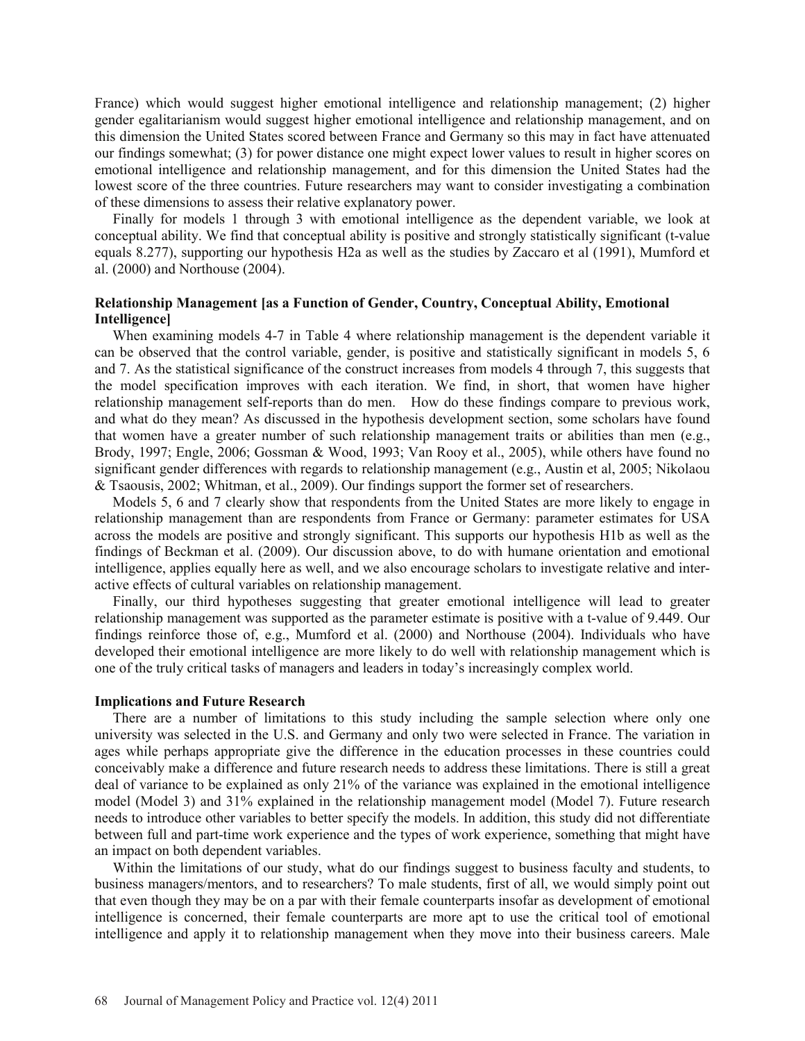France) which would suggest higher emotional intelligence and relationship management; (2) higher gender egalitarianism would suggest higher emotional intelligence and relationship management, and on this dimension the United States scored between France and Germany so this may in fact have attenuated our findings somewhat; (3) for power distance one might expect lower values to result in higher scores on emotional intelligence and relationship management, and for this dimension the United States had the lowest score of the three countries. Future researchers may want to consider investigating a combination of these dimensions to assess their relative explanatory power.

Finally for models 1 through 3 with emotional intelligence as the dependent variable, we look at conceptual ability. We find that conceptual ability is positive and strongly statistically significant (t-value equals 8.277), supporting our hypothesis H2a as well as the studies by Zaccaro et al (1991), Mumford et al. (2000) and Northouse (2004).

### Relationship Management [as a Function of Gender, Country, Conceptual Ability, Emotional Intelligence]

When examining models 4-7 in Table 4 where relationship management is the dependent variable it can be observed that the control variable, gender, is positive and statistically significant in models 5, 6 and 7. As the statistical significance of the construct increases from models 4 through 7, this suggests that the model specification improves with each iteration. We find, in short, that women have higher relationship management self-reports than do men. How do these findings compare to previous work, and what do they mean? As discussed in the hypothesis development section, some scholars have found that women have a greater number of such relationship management traits or abilities than men (e.g., Brody, 1997; Engle, 2006; Gossman & Wood, 1993; Van Rooy et al., 2005), while others have found no significant gender differences with regards to relationship management (e.g., Austin et al, 2005; Nikolaou & Tsaousis, 2002; Whitman, et al., 2009). Our findings support the former set of researchers.

Models 5, 6 and 7 clearly show that respondents from the United States are more likely to engage in relationship management than are respondents from France or Germany: parameter estimates for USA across the models are positive and strongly significant. This supports our hypothesis H1b as well as the findings of Beckman et al. (2009). Our discussion above, to do with humane orientation and emotional intelligence, applies equally here as well, and we also encourage scholars to investigate relative and interactive effects of cultural variables on relationship management.

Finally, our third hypotheses suggesting that greater emotional intelligence will lead to greater relationship management was supported as the parameter estimate is positive with a t-value of 9.449. Our findings reinforce those of, e.g., Mumford et al. (2000) and Northouse (2004). Individuals who have developed their emotional intelligence are more likely to do well with relationship management which is one of the truly critical tasks of managers and leaders in today's increasingly complex world.

### Implications and Future Research

There are a number of limitations to this study including the sample selection where only one university was selected in the U.S. and Germany and only two were selected in France. The variation in ages while perhaps appropriate give the difference in the education processes in these countries could conceivably make a difference and future research needs to address these limitations. There is still a great deal of variance to be explained as only 21% of the variance was explained in the emotional intelligence model (Model 3) and 31% explained in the relationship management model (Model 7). Future research needs to introduce other variables to better specify the models. In addition, this study did not differentiate between full and part-time work experience and the types of work experience, something that might have an impact on both dependent variables.

Within the limitations of our study, what do our findings suggest to business faculty and students, to business managers/mentors, and to researchers? To male students, first of all, we would simply point out that even though they may be on a par with their female counterparts insofar as development of emotional intelligence is concerned, their female counterparts are more apt to use the critical tool of emotional intelligence and apply it to relationship management when they move into their business careers. Male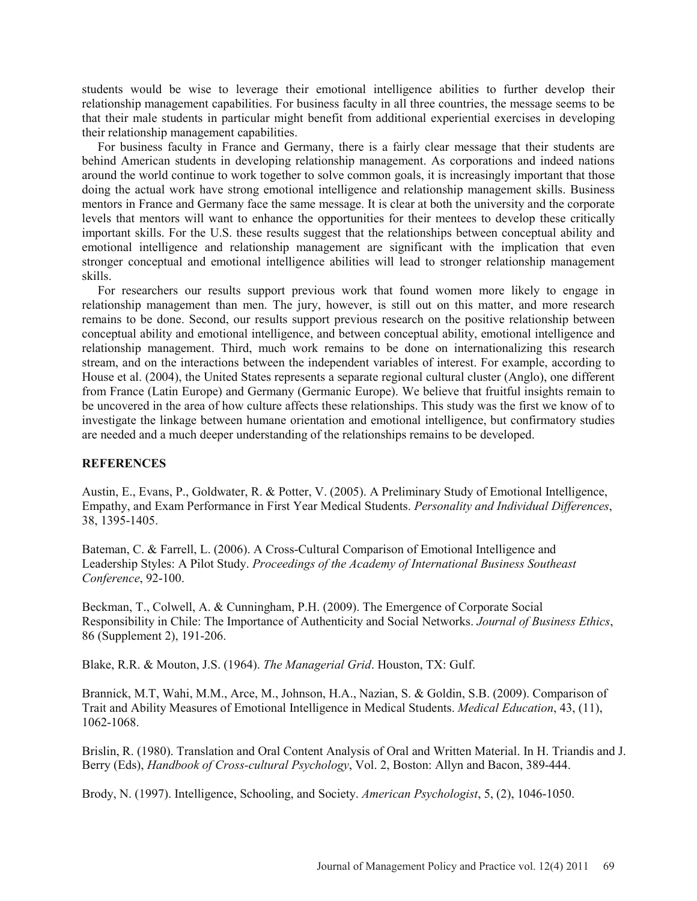students would be wise to leverage their emotional intelligence abilities to further develop their relationship management capabilities. For business faculty in all three countries, the message seems to be that their male students in particular might benefit from additional experiential exercises in developing their relationship management capabilities.

For business faculty in France and Germany, there is a fairly clear message that their students are behind American students in developing relationship management. As corporations and indeed nations around the world continue to work together to solve common goals, it is increasingly important that those doing the actual work have strong emotional intelligence and relationship management skills. Business mentors in France and Germany face the same message. It is clear at both the university and the corporate levels that mentors will want to enhance the opportunities for their mentees to develop these critically important skills. For the U.S. these results suggest that the relationships between conceptual ability and emotional intelligence and relationship management are significant with the implication that even stronger conceptual and emotional intelligence abilities will lead to stronger relationship management skills.

For researchers our results support previous work that found women more likely to engage in relationship management than men. The jury, however, is still out on this matter, and more research remains to be done. Second, our results support previous research on the positive relationship between conceptual ability and emotional intelligence, and between conceptual ability, emotional intelligence and relationship management. Third, much work remains to be done on internationalizing this research stream, and on the interactions between the independent variables of interest. For example, according to House et al. (2004), the United States represents a separate regional cultural cluster (Anglo), one different from France (Latin Europe) and Germany (Germanic Europe). We believe that fruitful insights remain to be uncovered in the area of how culture affects these relationships. This study was the first we know of to investigate the linkage between humane orientation and emotional intelligence, but confirmatory studies are needed and a much deeper understanding of the relationships remains to be developed.

## REFERENCES

Austin, E., Evans, P., Goldwater, R. & Potter, V. (2005). A Preliminary Study of Emotional Intelligence, Empathy, and Exam Performance in First Year Medical Students. *Personality and Individual Differences*, 38, 1395-1405.

Bateman, C. & Farrell, L. (2006). A Cross-Cultural Comparison of Emotional Intelligence and Leadership Styles: A Pilot Study. *Proceedings of the Academy of International Business Southeast Conference*, 92-100.

Beckman, T., Colwell, A. & Cunningham, P.H. (2009). The Emergence of Corporate Social Responsibility in Chile: The Importance of Authenticity and Social Networks. *Journal of Business Ethics*, 86 (Supplement 2), 191-206.

Blake, R.R. & Mouton, J.S. (1964). *The Managerial Grid*. Houston, TX: Gulf.

Brannick, M.T, Wahi, M.M., Arce, M., Johnson, H.A., Nazian, S. & Goldin, S.B. (2009). Comparison of Trait and Ability Measures of Emotional Intelligence in Medical Students. *Medical Education*, 43, (11), 1062-1068.

Brislin, R. (1980). Translation and Oral Content Analysis of Oral and Written Material. In H. Triandis and J. Berry (Eds), *Handbook of Cross-cultural Psychology*, Vol. 2, Boston: Allyn and Bacon, 389-444.

Brody, N. (1997). Intelligence, Schooling, and Society. *American Psychologist*, 5, (2), 1046-1050.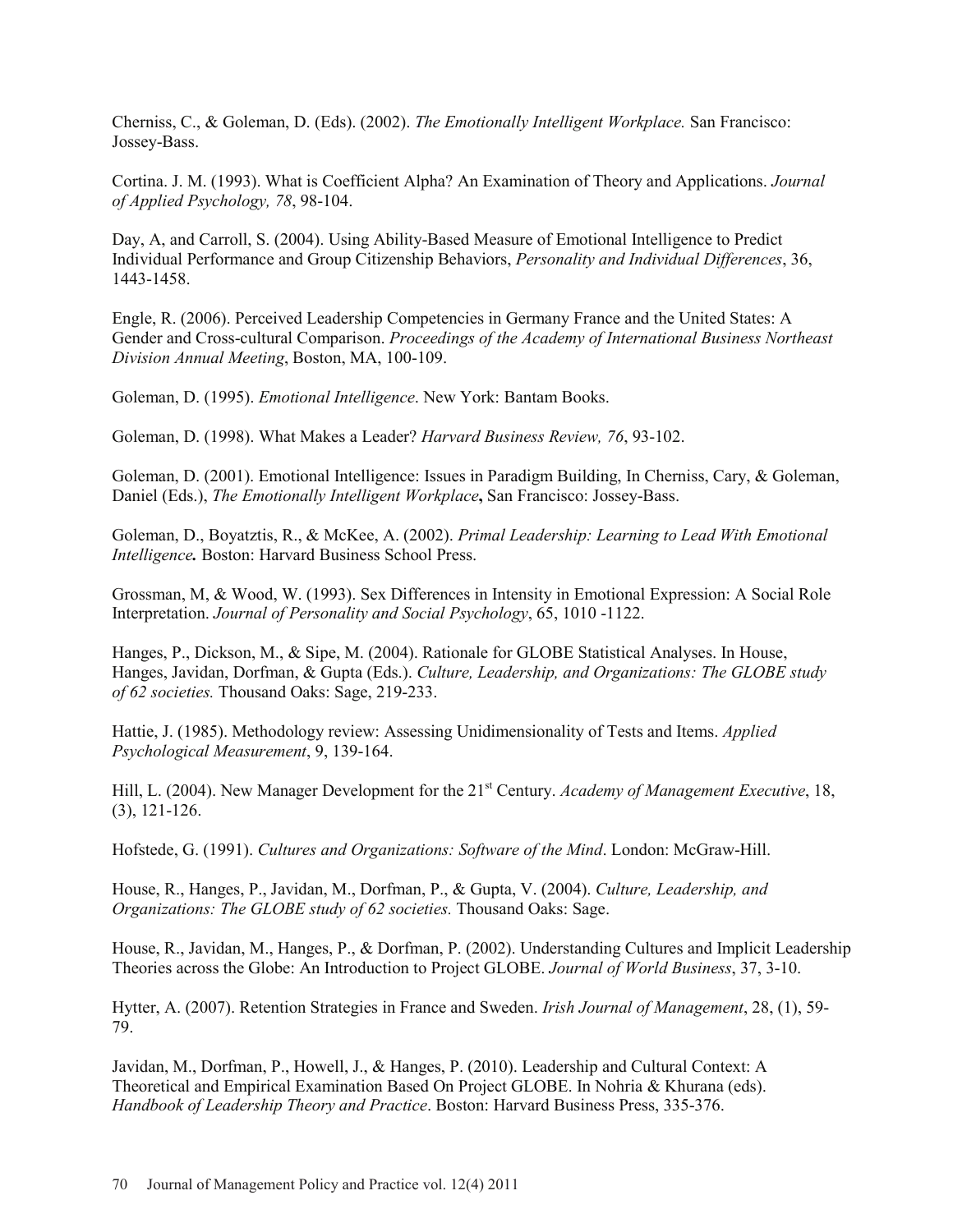Cherniss, C., & Goleman, D. (Eds). (2002). *The Emotionally Intelligent Workplace.* San Francisco: Jossey-Bass.

Cortina. J. M. (1993). What is Coefficient Alpha? An Examination of Theory and Applications. *Journal of Applied Psychology, 78*, 98-104.

Day, A, and Carroll, S. (2004). Using Ability-Based Measure of Emotional Intelligence to Predict Individual Performance and Group Citizenship Behaviors, *Personality and Individual Differences*, 36, 1443-1458.

Engle, R. (2006). Perceived Leadership Competencies in Germany France and the United States: A Gender and Cross-cultural Comparison. *Proceedings of the Academy of International Business Northeast Division Annual Meeting*, Boston, MA, 100-109.

Goleman, D. (1995). *Emotional Intelligence*. New York: Bantam Books.

Goleman, D. (1998). What Makes a Leader? *Harvard Business Review, 76*, 93-102.

Goleman, D. (2001). Emotional Intelligence: Issues in Paradigm Building, In Cherniss, Cary, & Goleman, Daniel (Eds.), *The Emotionally Intelligent Workplace***,** San Francisco: Jossey-Bass.

Goleman, D., Boyatztis, R., & McKee, A. (2002). *Primal Leadership: Learning to Lead With Emotional Intelligence***.** Boston: Harvard Business School Press.

Grossman, M, & Wood, W. (1993). Sex Differences in Intensity in Emotional Expression: A Social Role Interpretation. *Journal of Personality and Social Psychology*, 65, 1010 -1122.

Hanges, P., Dickson, M., & Sipe, M. (2004). Rationale for GLOBE Statistical Analyses. In House, Hanges, Javidan, Dorfman, & Gupta (Eds.). *Culture, Leadership, and Organizations: The GLOBE study of 62 societies.* Thousand Oaks: Sage, 219-233.

Hattie, J. (1985). Methodology review: Assessing Unidimensionality of Tests and Items. *Applied Psychological Measurement*, 9, 139-164.

Hill, L. (2004). New Manager Development for the 21st Century. *Academy of Management Executive*, 18, (3), 121-126.

Hofstede, G. (1991). *Cultures and Organizations: Software of the Mind*. London: McGraw-Hill.

House, R., Hanges, P., Javidan, M., Dorfman, P., & Gupta, V. (2004). *Culture, Leadership, and Organizations: The GLOBE study of 62 societies.* Thousand Oaks: Sage.

House, R., Javidan, M., Hanges, P., & Dorfman, P. (2002). Understanding Cultures and Implicit Leadership Theories across the Globe: An Introduction to Project GLOBE. *Journal of World Business*, 37, 3-10.

Hytter, A. (2007). Retention Strategies in France and Sweden. *Irish Journal of Management*, 28, (1), 59-79.

Javidan, M., Dorfman, P., Howell, J., & Hanges, P. (2010). Leadership and Cultural Context: A Theoretical and Empirical Examination Based On Project GLOBE. In Nohria & Khurana (eds). *Handbook of Leadership Theory and Practice*. Boston: Harvard Business Press, 335-376.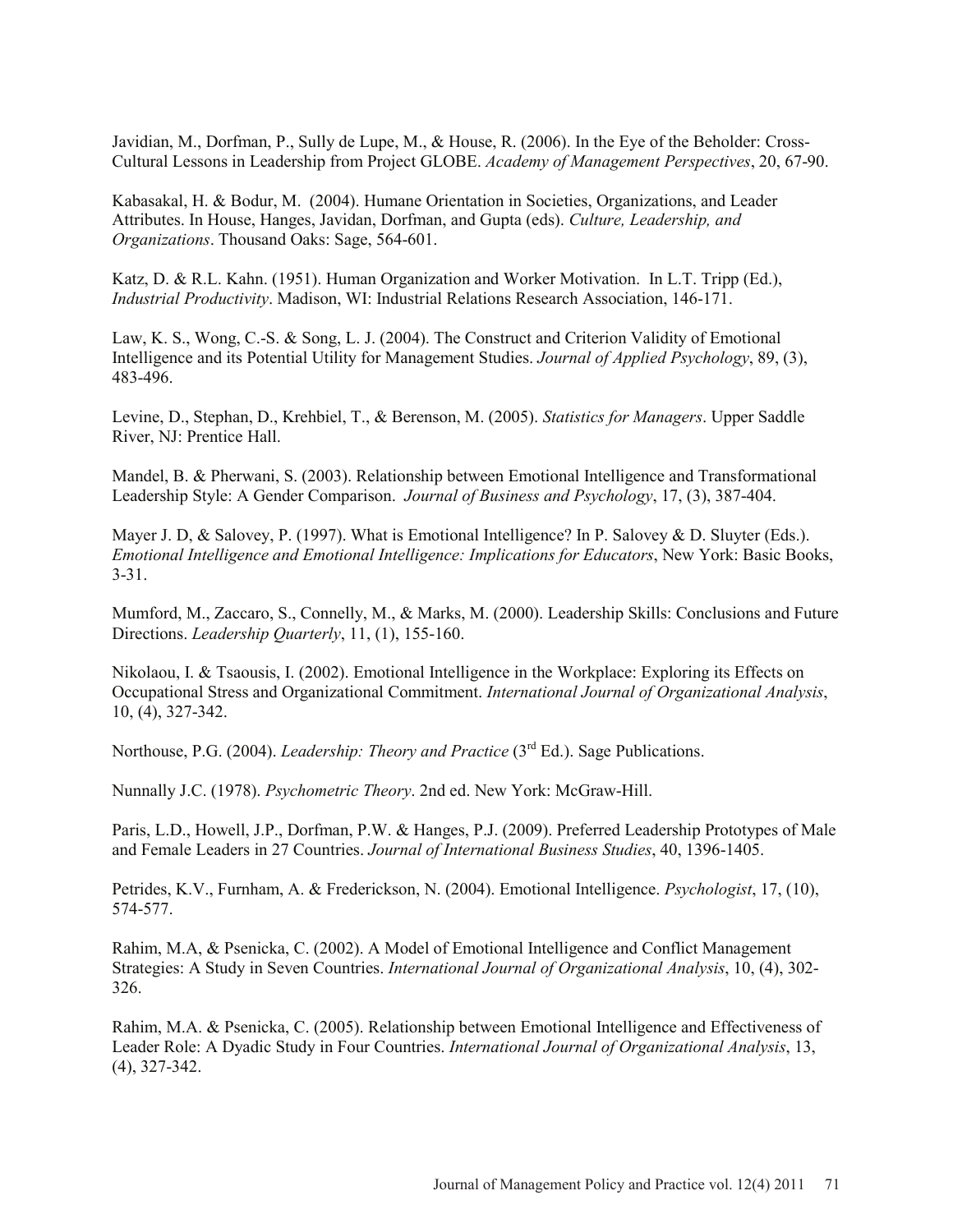Javidian, M., Dorfman, P., Sully de Lupe, M., & House, R. (2006). In the Eye of the Beholder: Cross-Cultural Lessons in Leadership from Project GLOBE. *Academy of Management Perspectives*, 20, 67-90.

Kabasakal, H. & Bodur, M. (2004). Humane Orientation in Societies, Organizations, and Leader Attributes. In House, Hanges, Javidan, Dorfman, and Gupta (eds). *Culture, Leadership, and Organizations*. Thousand Oaks: Sage, 564-601.

Katz, D. & R.L. Kahn. (1951). Human Organization and Worker Motivation. In L.T. Tripp (Ed.), *Industrial Productivity*. Madison, WI: Industrial Relations Research Association, 146-171.

Law, K. S., Wong, C.-S. & Song, L. J. (2004). The Construct and Criterion Validity of Emotional Intelligence and its Potential Utility for Management Studies. *Journal of Applied Psychology*, 89, (3), 483-496.

Levine, D., Stephan, D., Krehbiel, T., & Berenson, M. (2005). *Statistics for Managers*. Upper Saddle River, NJ: Prentice Hall.

Mandel, B. & Pherwani, S. (2003). Relationship between Emotional Intelligence and Transformational Leadership Style: A Gender Comparison. *Journal of Business and Psychology*, 17, (3), 387-404.

Mayer J. D, & Salovey, P. (1997). What is Emotional Intelligence? In P. Salovey & D. Sluyter (Eds.). *Emotional Intelligence and Emotional Intelligence: Implications for Educators*, New York: Basic Books, 3-31.

Mumford, M., Zaccaro, S., Connelly, M., & Marks, M. (2000). Leadership Skills: Conclusions and Future Directions. *Leadership Quarterly*, 11, (1), 155-160.

Nikolaou, I. & Tsaousis, I. (2002). Emotional Intelligence in the Workplace: Exploring its Effects on Occupational Stress and Organizational Commitment. *International Journal of Organizational Analysis*, 10, (4), 327-342.

Northouse, P.G. (2004). *Leadership: Theory and Practice* (3rd Ed.). Sage Publications.

Nunnally J.C. (1978). *Psychometric Theory*. 2nd ed. New York: McGraw-Hill.

Paris, L.D., Howell, J.P., Dorfman, P.W. & Hanges, P.J. (2009). Preferred Leadership Prototypes of Male and Female Leaders in 27 Countries. *Journal of International Business Studies*, 40, 1396-1405.

Petrides, K.V., Furnham, A. & Frederickson, N. (2004). Emotional Intelligence. *Psychologist*, 17, (10), 574-577.

Rahim, M.A, & Psenicka, C. (2002). A Model of Emotional Intelligence and Conflict Management Strategies: A Study in Seven Countries. *International Journal of Organizational Analysis*, 10, (4), 302-326.

Rahim, M.A. & Psenicka, C. (2005). Relationship between Emotional Intelligence and Effectiveness of Leader Role: A Dyadic Study in Four Countries. *International Journal of Organizational Analysis*, 13, (4), 327-342.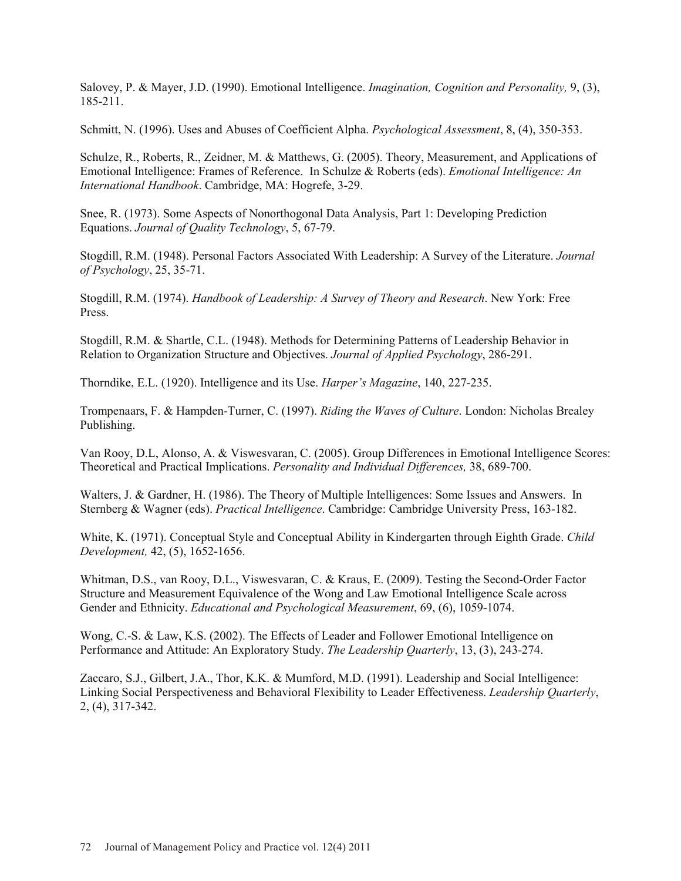Salovey, P. & Mayer, J.D. (1990). Emotional Intelligence. *Imagination, Cognition and Personality,* 9, (3), 185-211.

Schmitt, N. (1996). Uses and Abuses of Coefficient Alpha. *Psychological Assessment*, 8, (4), 350-353.

Schulze, R., Roberts, R., Zeidner, M. & Matthews, G. (2005). Theory, Measurement, and Applications of Emotional Intelligence: Frames of Reference. In Schulze & Roberts (eds). *Emotional Intelligence: An International Handbook*. Cambridge, MA: Hogrefe, 3-29.

Snee, R. (1973). Some Aspects of Nonorthogonal Data Analysis, Part 1: Developing Prediction Equations. *Journal of Quality Technology*, 5, 67-79.

Stogdill, R.M. (1948). Personal Factors Associated With Leadership: A Survey of the Literature. *Journal of Psychology*, 25, 35-71.

Stogdill, R.M. (1974). *Handbook of Leadership: A Survey of Theory and Research*. New York: Free Press.

Stogdill, R.M. & Shartle, C.L. (1948). Methods for Determining Patterns of Leadership Behavior in Relation to Organization Structure and Objectives. *Journal of Applied Psychology*, 286-291.

Thorndike, E.L. (1920). Intelligence and its Use. *Harper's Magazine*, 140, 227-235.

Trompenaars, F. & Hampden-Turner, C. (1997). *Riding the Waves of Culture*. London: Nicholas Brealey Publishing.

Van Rooy, D.L, Alonso, A. & Viswesvaran, C. (2005). Group Differences in Emotional Intelligence Scores: Theoretical and Practical Implications. *Personality and Individual Differences,* 38, 689-700.

Walters, J. & Gardner, H. (1986). The Theory of Multiple Intelligences: Some Issues and Answers. In Sternberg & Wagner (eds). *Practical Intelligence*. Cambridge: Cambridge University Press, 163-182.

White, K. (1971). Conceptual Style and Conceptual Ability in Kindergarten through Eighth Grade. *Child Development,* 42, (5), 1652-1656.

Whitman, D.S., van Rooy, D.L., Viswesvaran, C. & Kraus, E. (2009). Testing the Second-Order Factor Structure and Measurement Equivalence of the Wong and Law Emotional Intelligence Scale across Gender and Ethnicity. *Educational and Psychological Measurement*, 69, (6), 1059-1074.

Wong, C.-S. & Law, K.S. (2002). The Effects of Leader and Follower Emotional Intelligence on Performance and Attitude: An Exploratory Study. *The Leadership Quarterly*, 13, (3), 243-274.

Zaccaro, S.J., Gilbert, J.A., Thor, K.K. & Mumford, M.D. (1991). Leadership and Social Intelligence: Linking Social Perspectiveness and Behavioral Flexibility to Leader Effectiveness. *Leadership Quarterly*, 2, (4), 317-342.